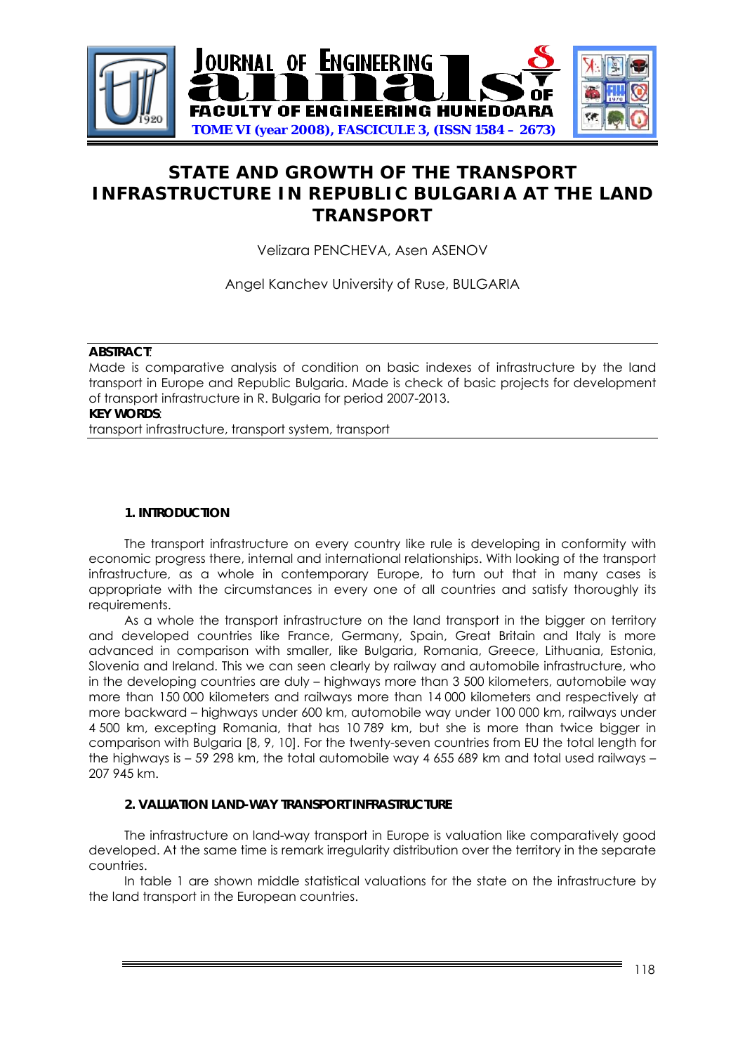# STATE AND GROWTH OF THE TRANSPORT INFRASTRUCTURE IN REPUBLIC BULGARIA AT THE LAND TRANSPORT

Velizara PENCHEVA, Asen ASENOV

Angel Kanchev University of Ruse, BULGARIA

**ABSTRACT**:

Made is comparative analysis of condition on basic indexes of infrastructure by the land transport in Europe and Republic Bulgaria. Made is check of basic projects for development of transport infrastructure in R. Bulgaria for period 2007-2013.

**KEY WORDS**:

transport infrastructure, transport system, transport

## 1. INTRODUCTION

The transport infrastructure on every country like rule is developing in conformity with economic progress there, internal and international relationships. With looking of the transport infrastructure, as a whole in contemporary Europe, to turn out that in many cases is appropriate with the circumstances in every one of all countries and satisfy thoroughly its requirements.

As a whole the transport infrastructure on the land transport in the bigger on territory and developed countries like France, Germany, Spain, Great Britain and Italy is more advanced in comparison with smaller, like Bulgaria, Romania, Greece, Lithuania, Estonia, Slovenia and Ireland. This we can seen clearly by railway and automobile infrastructure, who in the developing countries are duly – highways more than 3 500 kilometers, automobile way more than 150 000 kilometers and railways more than 14 000 kilometers and respectively at more backward – highways under 600 km, automobile way under 100 000 km, railways under 4 500 km, excepting Romania, that has 10 789 km, but she is more than twice bigger in comparison with Bulgaria [8, 9, 10]. For the twenty-seven countries from EU the total length for the highways is – 59 298 km, the total automobile way 4 655 689 km and total used railways – 207 945 km.

## 2. VALUATION LAND-WAY TRANSPORT INFRASTRUCTURE

The infrastructure on land-way transport in Europe is valuation like comparatively good developed. At the same time is remark irregularity distribution over the territory in the separate countries.

In table 1 are shown middle statistical valuations for the state on the infrastructure by the land transport in the European countries.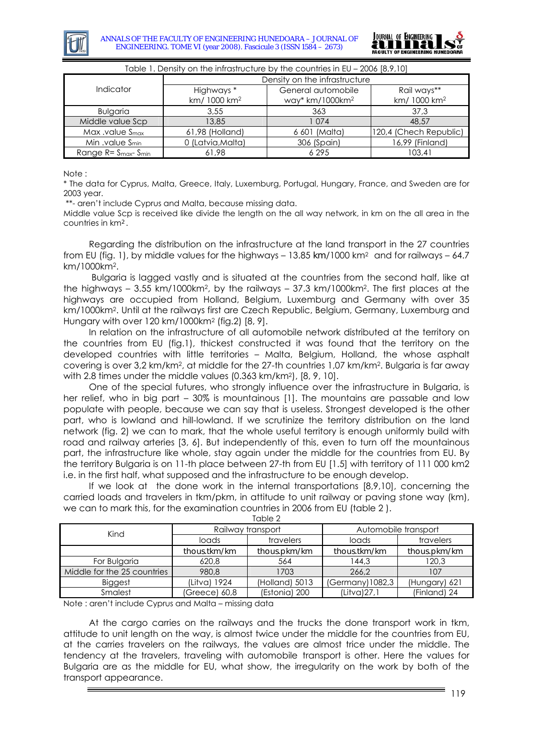Table 1. Density on the infrastructure by the countries in EU – 2006 [8,9,10]

| Indicator | Density on the infrastructure | | |
|---|---|---|---|
| | Highways * km/ 1000 km² | General automobile way* km/1000km² | Rail ways** km/ 1000 km² |
| Bulgaria | 3,55 | 363 | 37,3 |
| Middle value Scp | 13,85 | 1 074 | 48,57 |
| Max .value $S_{max}$ | 61,98 (Holland) | 6 601 (Malta) | 120,4 (Chech Republic) |
| Min .value $S_{min}$ | 0 (Latvia,Malta) | 306 (Spain) | 16,99 (Finland) |
| Range $R = S_{max} - S_{min}$ | 61,98 | 6 295 | 103,41 |

Note :

* The data for Cyprus, Malta, Greece, Italy, Luxemburg, Portugal, Hungary, France, and Sweden are for 2003 year.

**- aren't include Cyprus and Malta, because missing data.

Middle value Scp is received like divide the length on the all way network, in km on the all area in the countries in km².

Regarding the distribution on the infrastructure at the land transport in the 27 countries from EU (fig. 1), by middle values for the highways – 13.85 km/1000 km² and for railways – 64.7 km/1000km².

Bulgaria is lagged vastly and is situated at the countries from the second half, like at the highways – 3.55 km/1000km², by the railways – 37.3 km/1000km². The first places at the highways are occupied from Holland, Belgium, Luxemburg and Germany with over 35 km/1000km². Until at the railways first are Czech Republic, Belgium, Germany, Luxemburg and Hungary with over 120 km/1000km² (fig.2) [8, 9].

In relation on the infrastructure of all automobile network distributed at the territory on the countries from EU (fig.1), thickest constructed it was found that the territory on the developed countries with little territories – Malta, Belgium, Holland, the whose asphalt covering is over 3,2 km/km², at middle for the 27-th countries 1,07 km/km². Bulgaria is far away with 2.8 times under the middle values (0.363 km/km²), [8, 9, 10].

One of the special futures, who strongly influence over the infrastructure in Bulgaria, is her relief, who in big part – 30% is mountainous [1]. The mountains are passable and low populate with people, because we can say that is useless. Strongest developed is the other part, who is lowland and hill-lowland. If we scrutinize the territory distribution on the land network (fig. 2) we can to mark, that the whole useful territory is enough uniformly build with road and railway arteries [3, 6]. But independently of this, even to turn off the mountainous part, the infrastructure like whole, stay again under the middle for the countries from EU. By the territory Bulgaria is on 11-th place between 27-th from EU [1.5] with territory of 111 000 km2 i.e. in the first half, what supposed and the infrastructure to be enough develop.

If we look at the done work in the internal transportations [8,9,10], concerning the carried loads and travelers in tkm/pkm, in attitude to unit railway or paving stone way (km), we can to mark this, for the examination countries in 2006 from EU (table 2 ).

Table 2

| Kind | Railway transport | | Automobile transport | |
|---|---|---|---|---|
| | loads | travelers | loads | travelers |
| | thous.tkm/km | thous.pkm/km | thous.tkm/km | thous.pkm/km |
| For Bulgaria | 620,8 | 564 | 144,3 | 120,3 |
| Middle for the 25 countries | 980,8 | 1703 | 266,2 | 107 |
| Biggest | (Litva) 1924 | (Holland) 5013 | (Germany)1082,3 | (Hungary) 621 |
| Smalest | (Greece) 60,8 | (Estonia) 200 | (Litva)27,1 | (Finland) 24 |

Note : aren't include Cyprus and Malta – missing data

At the cargo carries on the railways and the trucks the done transport work in tkm, attitude to unit length on the way, is almost twice under the middle for the countries from EU, at the carries travelers on the railways, the values are almost trice under the middle. The tendency at the travelers, traveling with automobile transport is other. Here the values for Bulgaria are as the middle for EU, what show, the irregularity on the work by both of the transport appearance.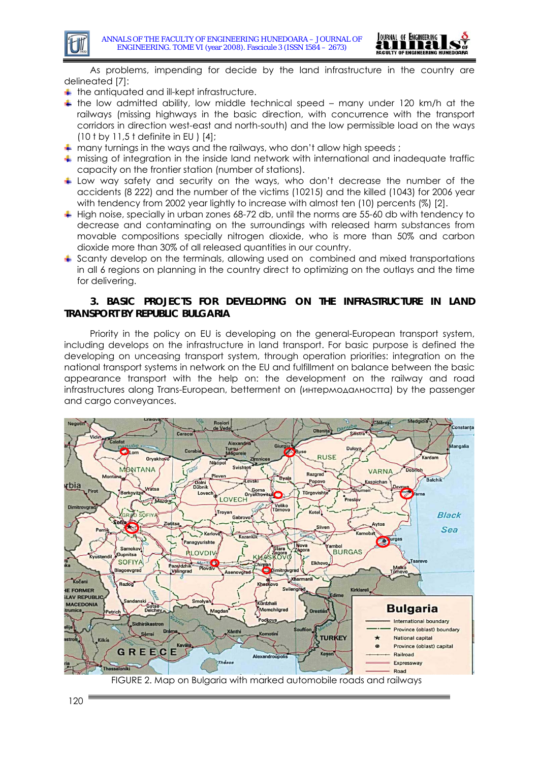As problems, impending for decide by the land infrastructure in the country are delineated [7]:

- the antiquated and ill-kept infrastructure.
- the low admitted ability, low middle technical speed – many under 120 km/h at the railways (missing highways in the basic direction, with concurrence with the transport corridors in direction west-east and north-south) and the low permissible load on the ways (10 t by 11,5 t definite in EU ) [4];
- many turnings in the ways and the railways, who don't allow high speeds ;
- missing of integration in the inside land network with international and inadequate traffic capacity on the frontier station (number of stations).
- Low way safety and security on the ways, who don't decrease the number of the accidents (8 222) and the number of the victims (10215) and the killed (1043) for 2006 year with tendency from 2002 year lightly to increase with almost ten (10) percents (%) [2].
- High noise, specially in urban zones 68-72 db, until the norms are 55-60 db with tendency to decrease and contaminating on the surroundings with released harm substances from movable compositions specially nitrogen dioxide, who is more than 50% and carbon dioxide more than 30% of all released quantities in our country.
- Scanty develop on the terminals, allowing used on combined and mixed transportations in all 6 regions on planning in the country direct to optimizing on the outlays and the time for delivering.

## 3. BASIC PROJECTS FOR DEVELOPING ON THE INFRASTRUCTURE IN LAND TRANSPORT BY REPUBLIC BULGARIA

Priority in the policy on EU is developing on the general-European transport system, including develops on the infrastructure in land transport. For basic purpose is defined the developing on unceasing transport system, through operation priorities: integration on the national transport systems in network on the EU and fulfillment on balance between the basic appearance transport with the help on: the development on the railway and road infrastructures along Trans-European, betterment on (интермодалността) by the passenger and cargo conveyances.

FIGURE 2. Map on Bulgaria with marked automobile roads and railways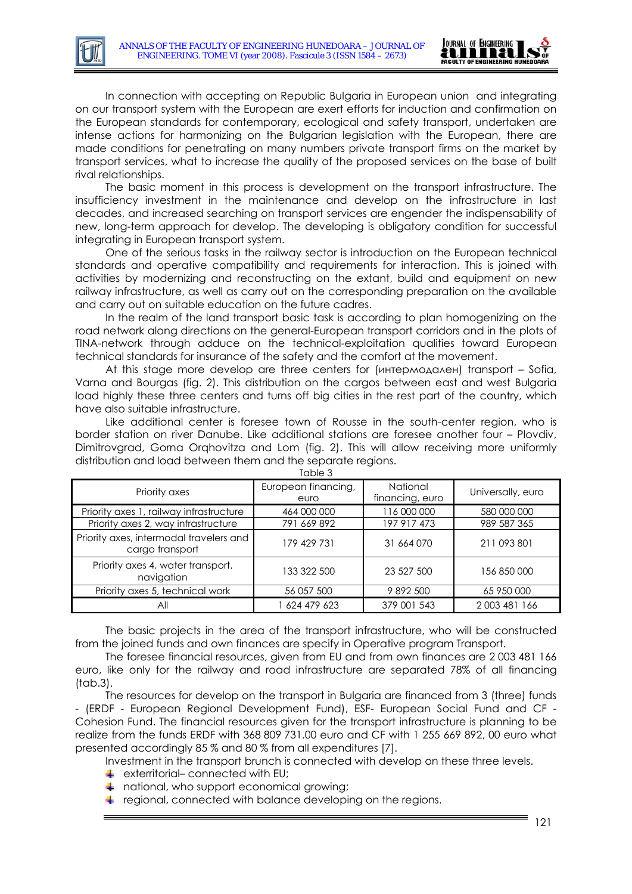In connection with accepting on Republic Bulgaria in European union and integrating on our transport system with the European are exert efforts for induction and confirmation on the European standards for contemporary, ecological and safety transport, undertaken are intense actions for harmonizing on the Bulgarian legislation with the European, there are made conditions for penetrating on many numbers private transport firms on the market by transport services, what to increase the quality of the proposed services on the base of built rival relationships.

The basic moment in this process is development on the transport infrastructure. The insufficiency investment in the maintenance and develop on the infrastructure in last decades, and increased searching on transport services are engender the indispensability of new, long-term approach for develop. The developing is obligatory condition for successful integrating in European transport system.

One of the serious tasks in the railway sector is introduction on the European technical standards and operative compatibility and requirements for interaction. This is joined with activities by modernizing and reconstructing on the extant, build and equipment on new railway infrastructure, as well as carry out on the corresponding preparation on the available and carry out on suitable education on the future cadres.

In the realm of the land transport basic task is according to plan homogenizing on the road network along directions on the general-European transport corridors and in the plots of TINA-network through adduce on the technical-exploitation qualities toward European technical standards for insurance of the safety and the comfort at the movement.

At this stage more develop are three centers for (интермодален) transport – Sofia, Varna and Bourgas (fig. 2). This distribution on the cargos between east and west Bulgaria load highly these three centers and turns off big cities in the rest part of the country, which have also suitable infrastructure.

Like additional center is foresee town of Rousse in the south-center region, who is border station on river Danube. Like additional stations are foresee another four – Plovdiv, Dimitrovgrad, Gorna Orqhovitza and Lom (fig. 2). This will allow receiving more uniformly distribution and load between them and the separate regions.

Table 3

| Priority axes | European financing, euro | National financing, euro | Universally, euro |
|---|---|---|---|
| Priority axes 1, railway infrastructure | 464 000 000 | 116 000 000 | 580 000 000 |
| Priority axes 2, way infrastructure | 791 669 892 | 197 917 473 | 989 587 365 |
| Priority axes, intermodal travelers and cargo transport | 179 429 731 | 31 664 070 | 211 093 801 |
| Priority axes 4, water transport, navigation | 133 322 500 | 23 527 500 | 156 850 000 |
| Priority axes 5, technical work | 56 057 500 | 9 892 500 | 65 950 000 |
| All | 1 624 479 623 | 379 001 543 | 2 003 481 166 |

The basic projects in the area of the transport infrastructure, who will be constructed from the joined funds and own finances are specify in Operative program Transport.

The foresee financial resources, given from EU and from own finances are 2 003 481 166 euro, like only for the railway and road infrastructure are separated 78% of all financing (tab.3).

The resources for develop on the transport in Bulgaria are financed from 3 (three) funds - (ERDF - European Regional Development Fund), ESF- European Social Fund and CF - Cohesion Fund. The financial resources given for the transport infrastructure is planning to be realize from the funds ERDF with 368 809 731.00 euro and CF with 1 255 669 892, 00 euro what presented accordingly 85 % and 80 % from all expenditures [7].

Investment in the transport brunch is connected with develop on these three levels.

- exterritorial– connected with EU;
- national, who support economical growing;
- regional, connected with balance developing on the regions.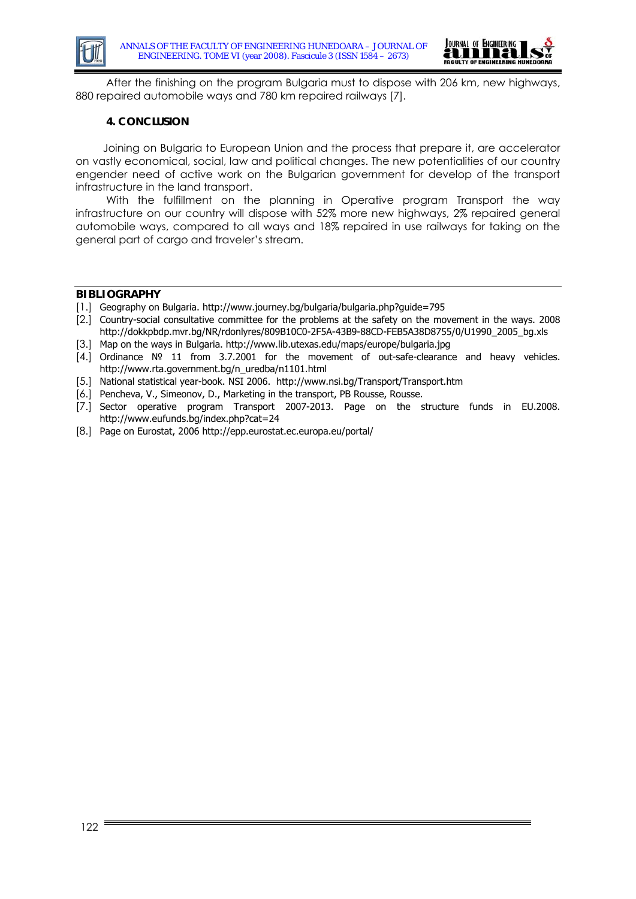After the finishing on the program Bulgaria must to dispose with 206 km, new highways, 880 repaired automobile ways and 780 km repaired railways [7].

## 4. CONCLUSION

Joining on Bulgaria to European Union and the process that prepare it, are accelerator on vastly economical, social, law and political changes. The new potentialities of our country engender need of active work on the Bulgarian government for develop of the transport infrastructure in the land transport.

With the fulfillment on the planning in Operative program Transport the way infrastructure on our country will dispose with 52% more new highways, 2% repaired general automobile ways, compared to all ways and 18% repaired in use railways for taking on the general part of cargo and traveler's stream.

## BIBLIOGRAPHY

[1.] Geography on Bulgaria. http://www.journey.bg/bulgaria/bulgaria.php?guide=795
[2.] Country-social consultative committee for the problems at the safety on the movement in the ways. 2008 http://dokkpbdp.mvr.bg/NR/rdonlyres/809B10C0-2F5A-43B9-88CD-FEB5A38D8755/0/U1990_2005_bg.xls
[3.] Map on the ways in Bulgaria. http://www.lib.utexas.edu/maps/europe/bulgaria.jpg
[4.] Ordinance № 11 from 3.7.2001 for the movement of out-safe-clearance and heavy vehicles. http://www.rta.government.bg/n_uredba/n1101.html
[5.] National statistical year-book. NSI 2006. http://www.nsi.bg/Transport/Transport.htm
[6.] Pencheva, V., Simeonov, D., Marketing in the transport, PB Rousse, Rousse.
[7.] Sector operative program Transport 2007-2013. Page on the structure funds in EU.2008. http://www.eufunds.bg/index.php?cat=24
[8.] Page on Eurostat, 2006 http://epp.eurostat.ec.europa.eu/portal/